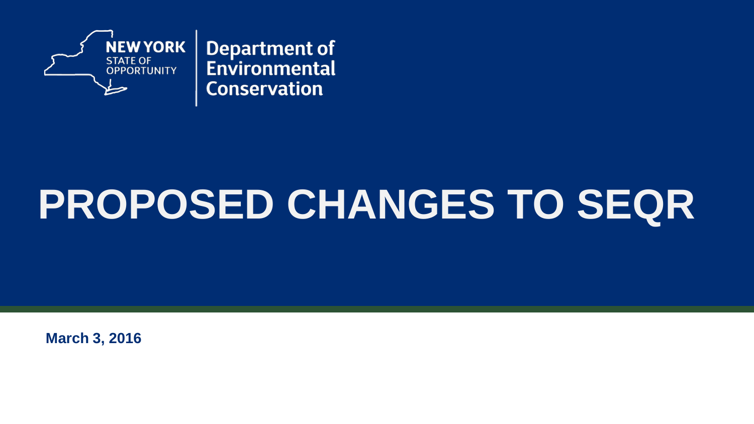NEW YORK STATE OF OPPORTUNITY

Department of Environmental Conservation

# PROPOSED CHANGES TO SEQR

**March 3, 2016**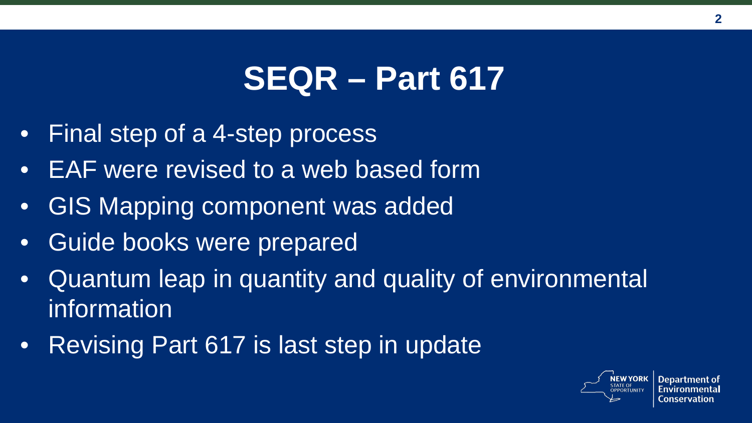# SEQR – Part 617

- Final step of a 4-step process
- EAF were revised to a web based form
- GIS Mapping component was added
- Guide books were prepared
- Quantum leap in quantity and quality of environmental information
- Revising Part 617 is last step in update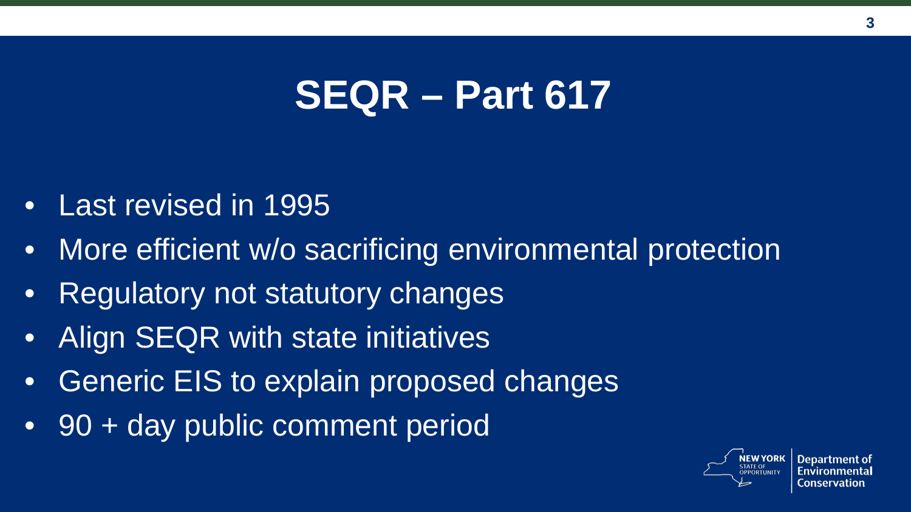# SEQR – Part 617

- Last revised in 1995
- More efficient w/o sacrificing environmental protection
- Regulatory not statutory changes
- Align SEQR with state initiatives
- Generic EIS to explain proposed changes
- 90 + day public comment period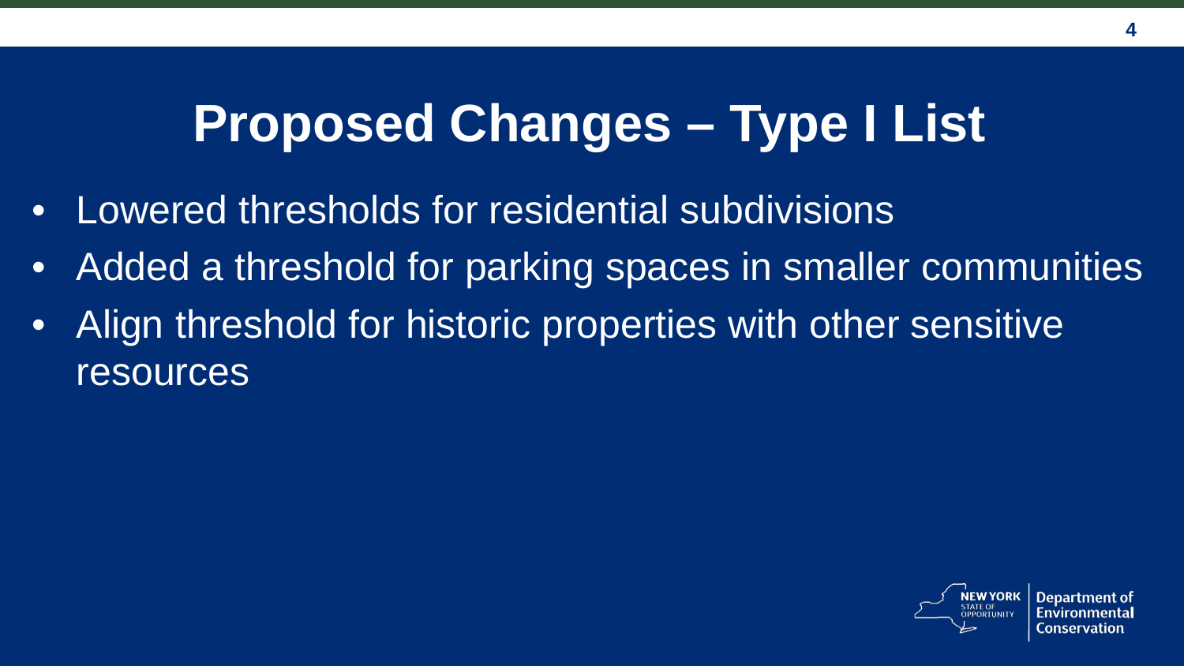# Proposed Changes – Type I List

- Lowered thresholds for residential subdivisions
- Added a threshold for parking spaces in smaller communities
- Align threshold for historic properties with other sensitive resources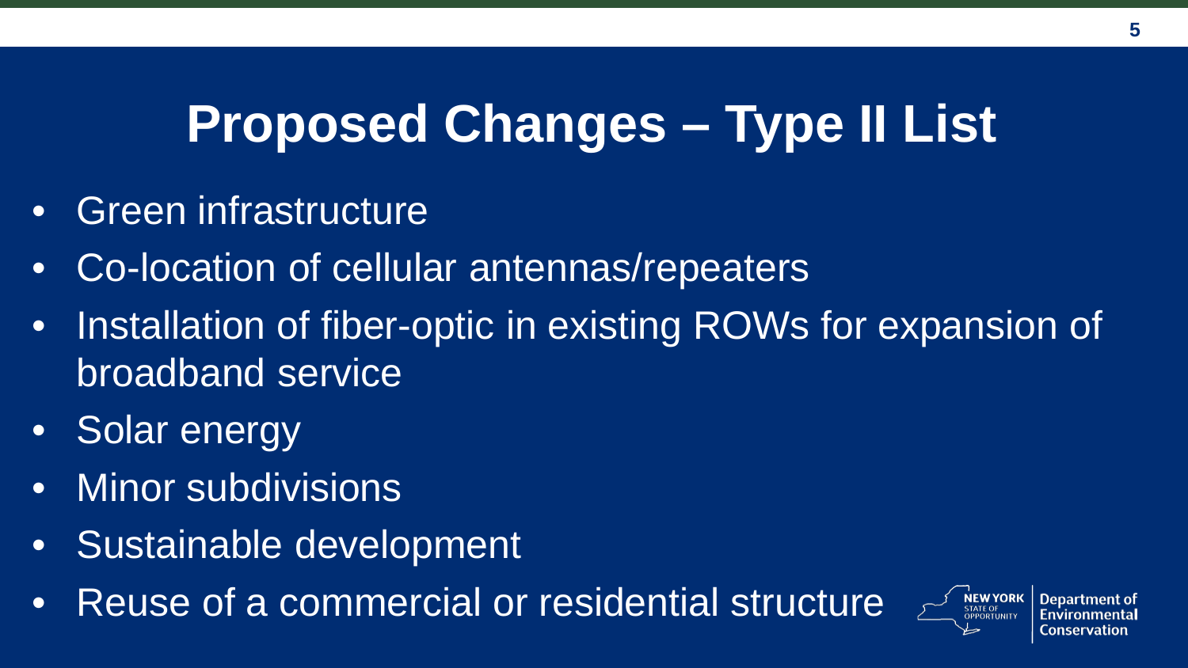# Proposed Changes – Type II List

- Green infrastructure
- Co-location of cellular antennas/repeaters
- Installation of fiber-optic in existing ROWs for expansion of broadband service
- Solar energy
- Minor subdivisions
- Sustainable development
- Reuse of a commercial or residential structure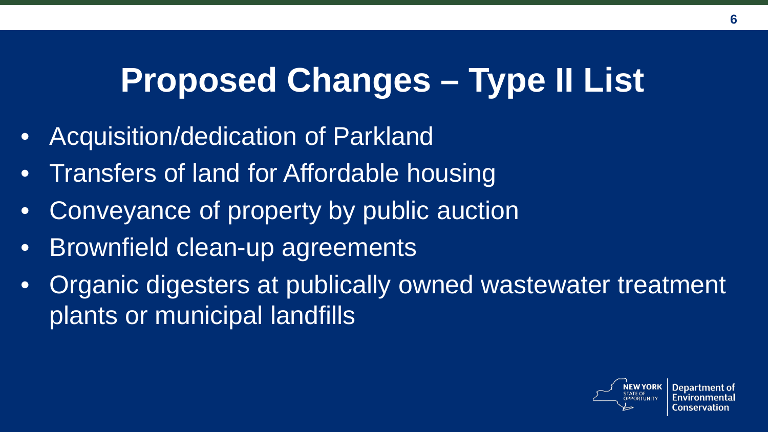# Proposed Changes – Type II List

- Acquisition/dedication of Parkland
- Transfers of land for Affordable housing
- Conveyance of property by public auction
- Brownfield clean-up agreements
- Organic digesters at publically owned wastewater treatment plants or municipal landfills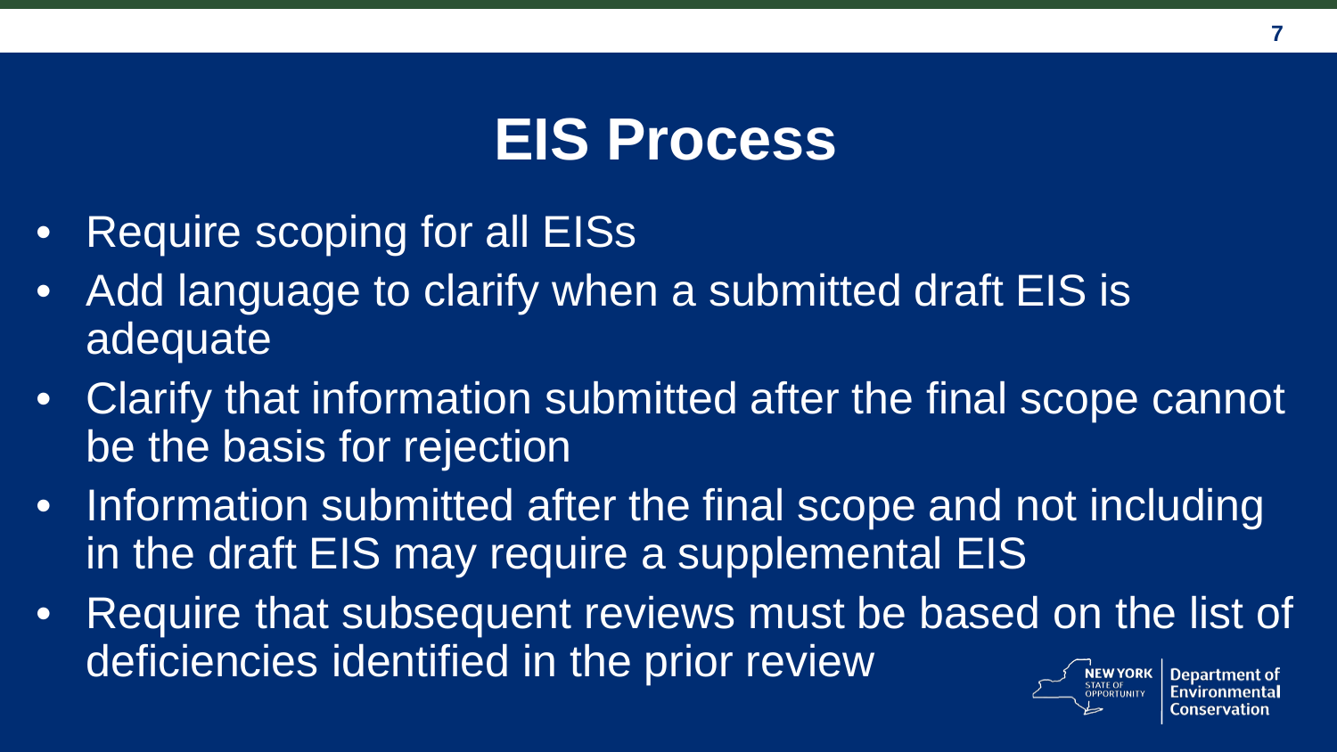# EIS Process

- Require scoping for all EISs
- Add language to clarify when a submitted draft EIS is adequate
- Clarify that information submitted after the final scope cannot be the basis for rejection
- Information submitted after the final scope and not including in the draft EIS may require a supplemental EIS
- Require that subsequent reviews must be based on the list of deficiencies identified in the prior review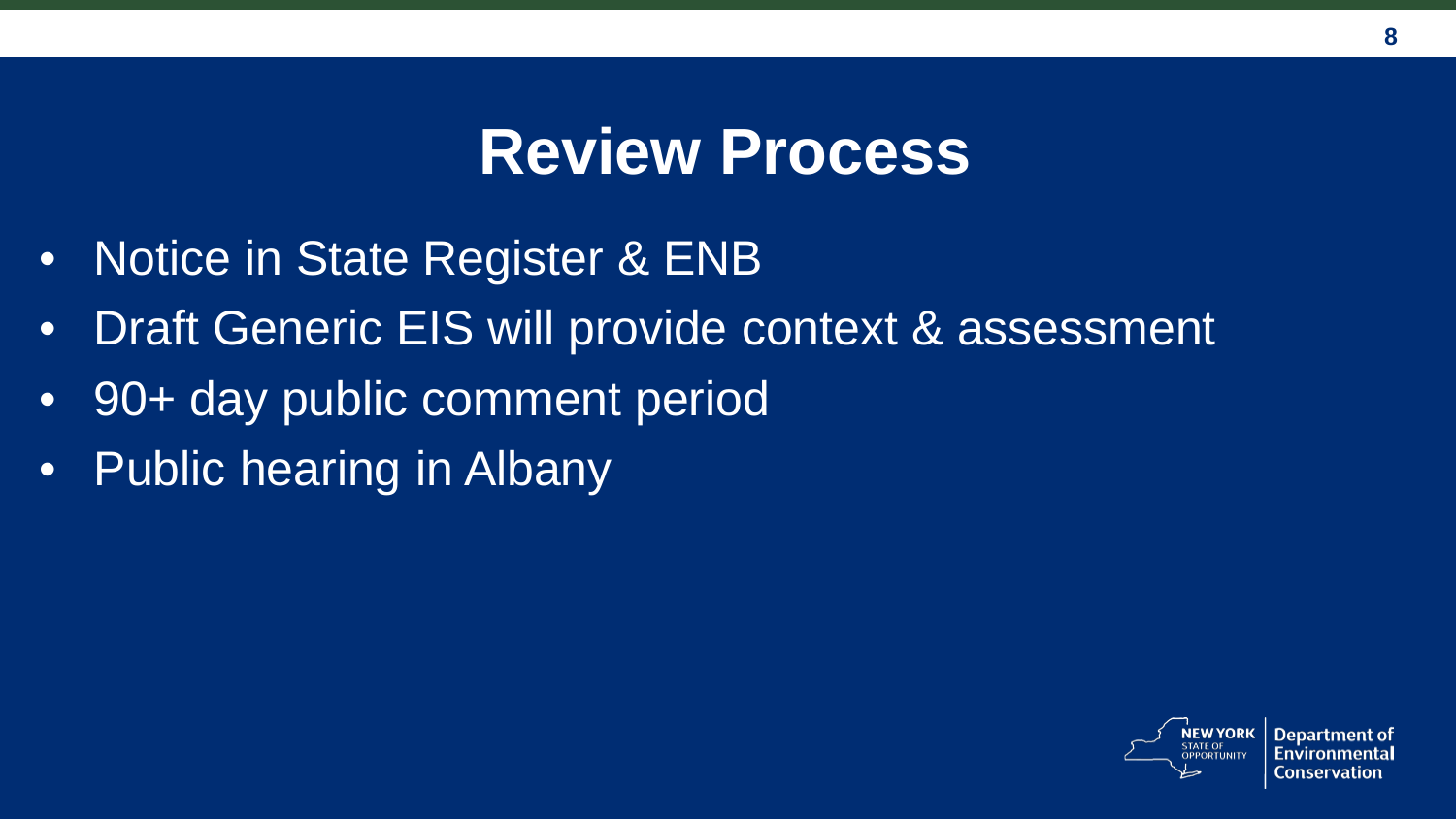# Review Process

- Notice in State Register & ENB
- Draft Generic EIS will provide context & assessment
- 90+ day public comment period
- Public hearing in Albany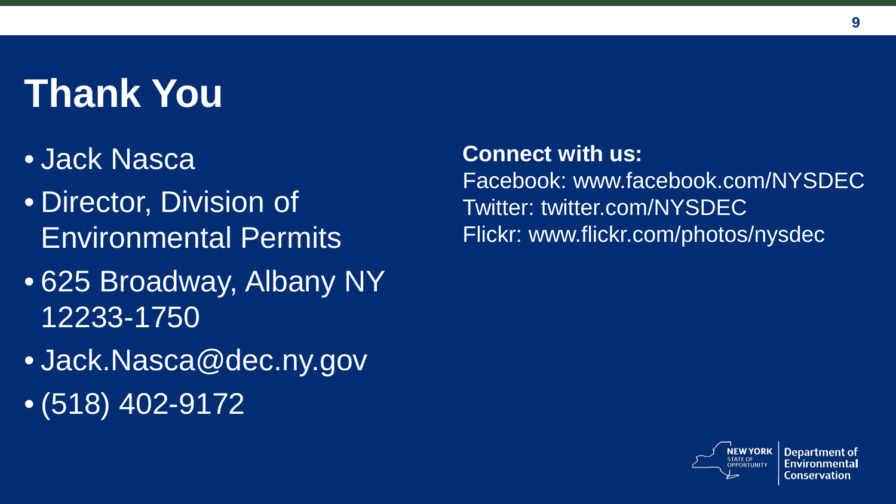# Thank You

- Jack Nasca
- Director, Division of Environmental Permits
- 625 Broadway, Albany NY 12233-1750
- Jack.Nasca@dec.ny.gov
- (518) 402-9172

**Connect with us:**
Facebook: www.facebook.com/NYSDEC
Twitter: twitter.com/NYSDEC
Flickr: www.flickr.com/photos/nysdec

NEW YORK STATE OF OPPORTUNITY | Department of Environmental Conservation